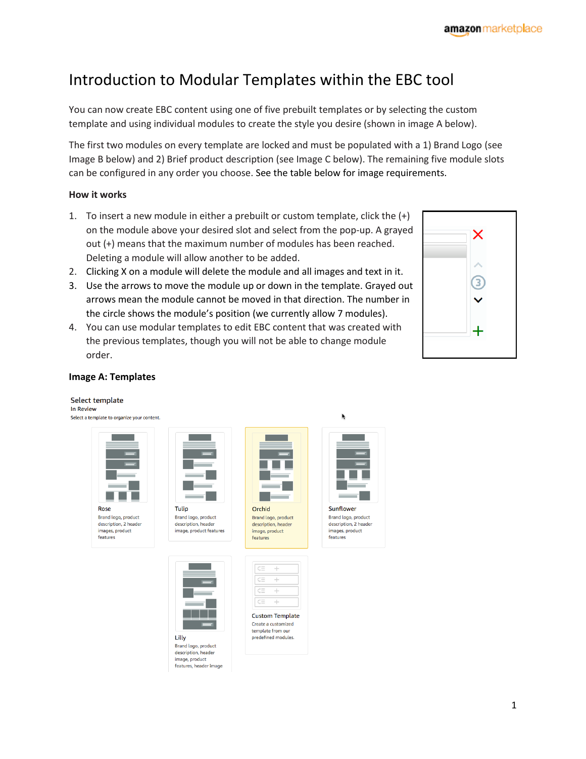# Introduction to Modular Templates within the EBC tool

You can now create EBC content using one of five prebuilt templates or by selecting the custom template and using individual modules to create the style you desire (shown in image A below).

The first two modules on every template are locked and must be populated with a 1) Brand Logo (see Image B below) and 2) Brief product description (see Image C below). The remaining five module slots can be configured in any order you choose. See the table below for image requirements.

**How it works**

1. To insert a new module in either a prebuilt or custom template, click the (+) on the module above your desired slot and select from the pop-up. A grayed out (+) means that the maximum number of modules has been reached. Deleting a module will allow another to be added.
2. Clicking X on a module will delete the module and all images and text in it.
3. Use the arrows to move the module up or down in the template. Grayed out arrows mean the module cannot be moved in that direction. The number in the circle shows the module's position (we currently allow 7 modules).
4. You can use modular templates to edit EBC content that was created with the previous templates, though you will not be able to change module order.

**Image A: Templates**

Select template
In Review
Select a template to organize your content.

Rose
Brand logo, product description, 2 header images, product features

Tulip
Brand logo, product description, header image, product features

Orchid
Brand logo, product description, header image, product features

Sunflower
Brand logo, product description, 2 header images, product features

Lilly
Brand logo, product description, header image, product features, header image

Custom Template
Create a customized template from our predefined modules.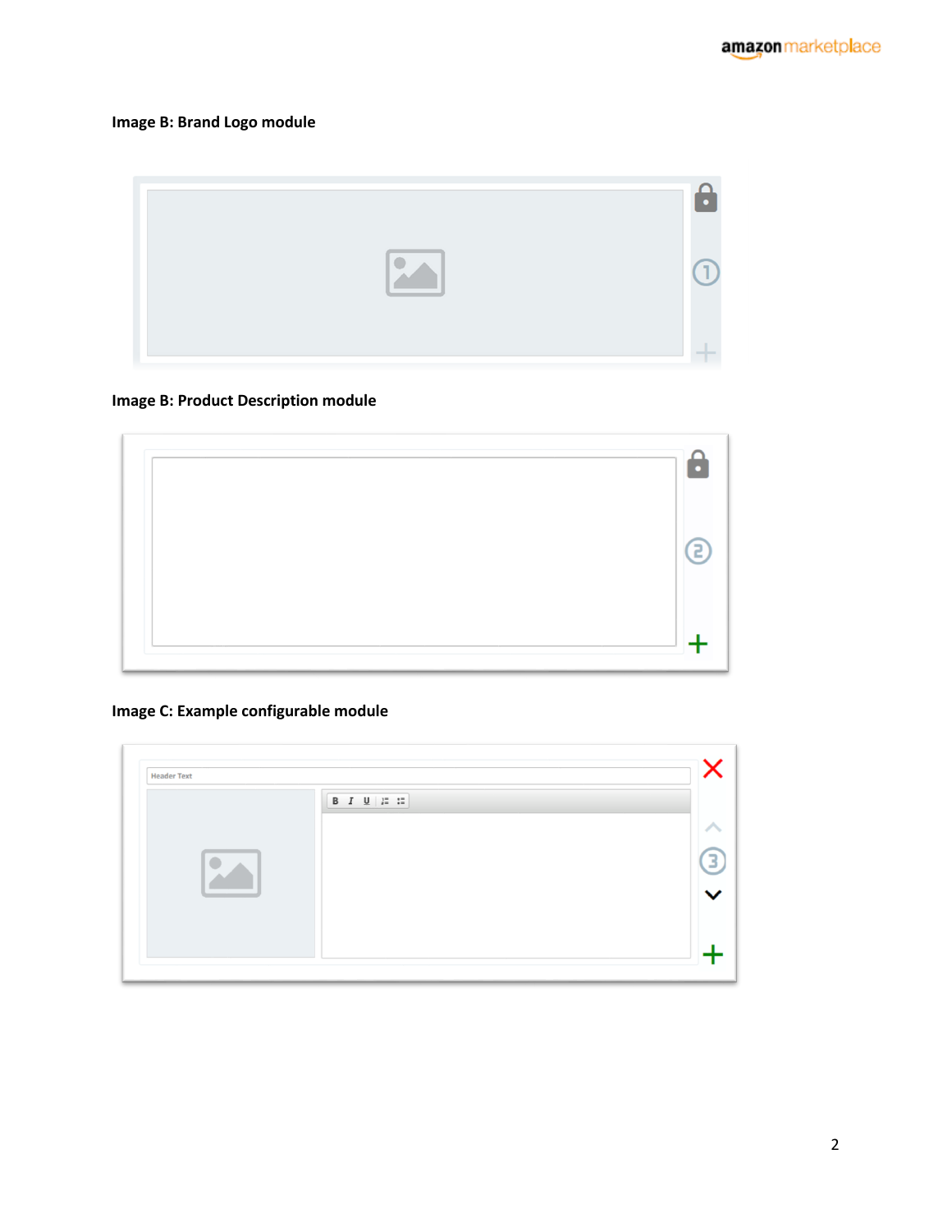**Image B: Brand Logo module**

**Image B: Product Description module**

**Image C: Example configurable module**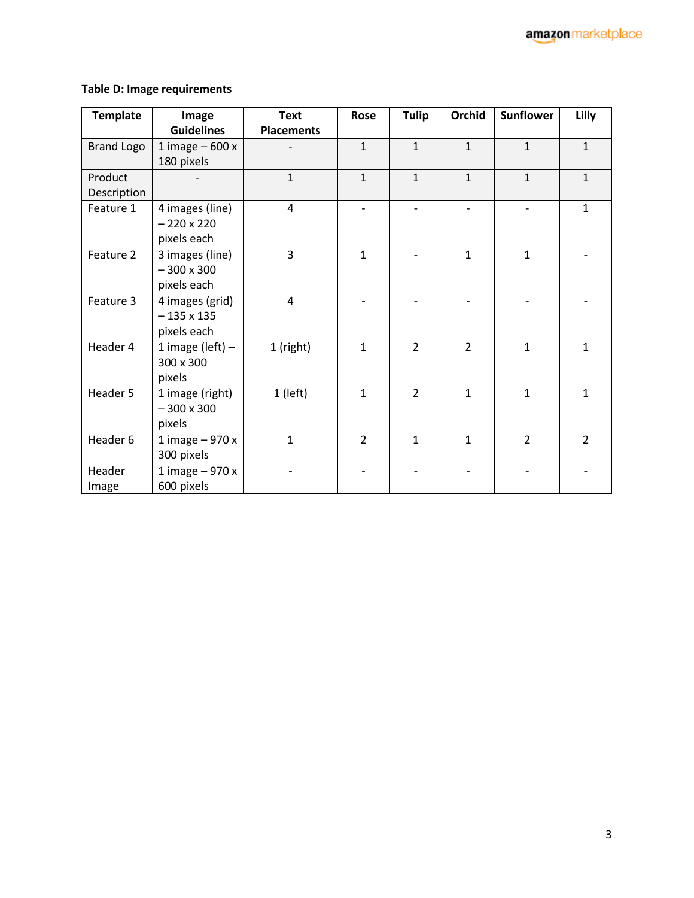**Table D: Image requirements**

| Template | Image Guidelines | Text Placements | Rose | Tulip | Orchid | Sunflower | Lilly |
|---|---|---|---|---|---|---|---|
| Brand Logo | 1 image – 600 x 180 pixels | - | 1 | 1 | 1 | 1 | 1 |
| Product Description | - | 1 | 1 | 1 | 1 | 1 | 1 |
| Feature 1 | 4 images (line) – 220 x 220 pixels each | 4 | - | - | - | - | 1 |
| Feature 2 | 3 images (line) – 300 x 300 pixels each | 3 | 1 | - | 1 | 1 | - |
| Feature 3 | 4 images (grid) – 135 x 135 pixels each | 4 | - | - | - | - | - |
| Header 4 | 1 image (left) – 300 x 300 pixels | 1 (right) | 1 | 2 | 2 | 1 | 1 |
| Header 5 | 1 image (right) – 300 x 300 pixels | 1 (left) | 1 | 2 | 1 | 1 | 1 |
| Header 6 | 1 image – 970 x 300 pixels | 1 | 2 | 1 | 1 | 2 | 2 |
| Header Image | 1 image – 970 x 600 pixels | - | - | - | - | - | - |